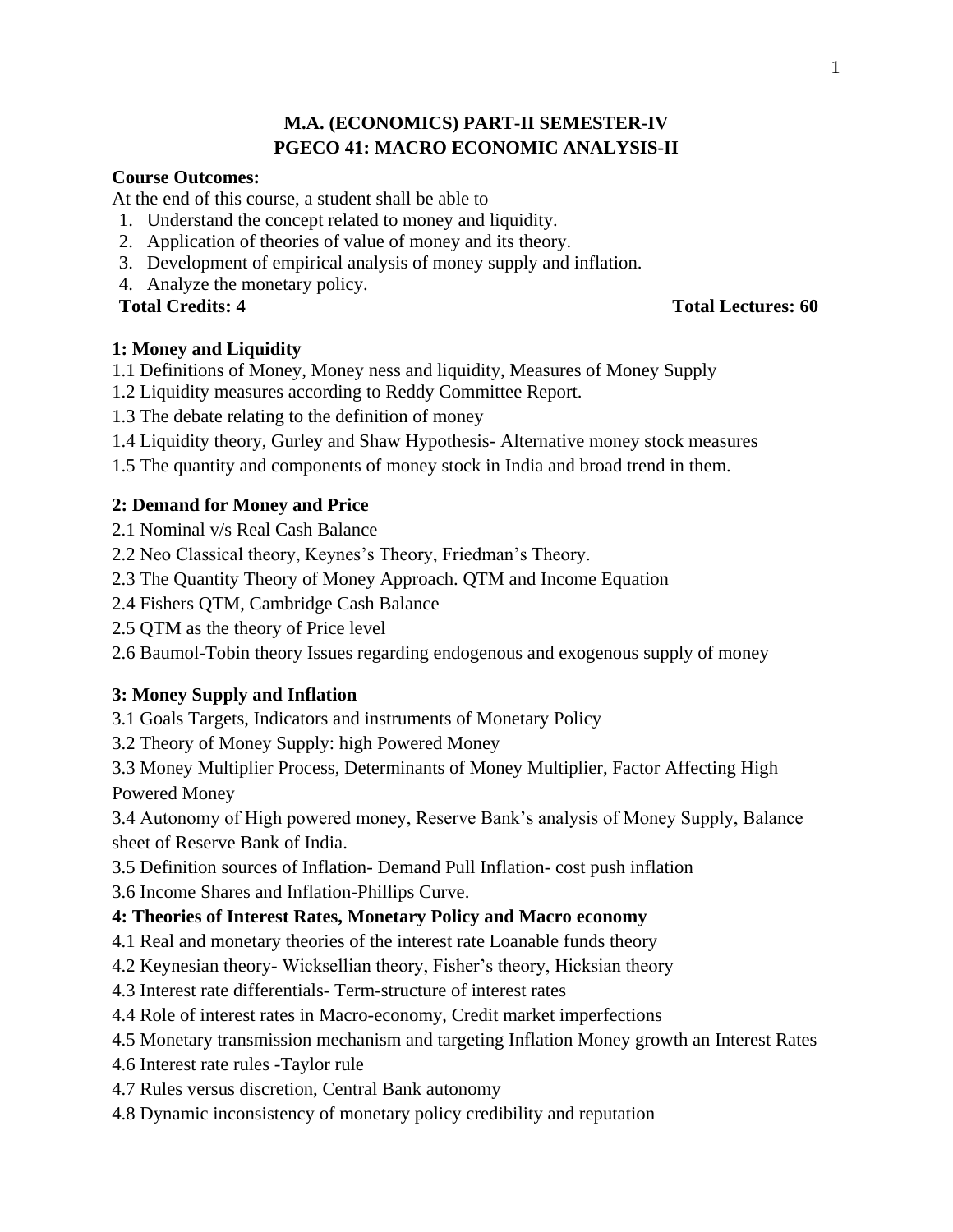# M.A. (ECONOMICS) PART-II SEMESTER-IV
# PGECO 41: MACRO ECONOMIC ANALYSIS-II

**Course Outcomes:**

At the end of this course, a student shall be able to

1. Understand the concept related to money and liquidity.
2. Application of theories of value of money and its theory.
3. Development of empirical analysis of money supply and inflation.
4. Analyze the monetary policy.

**Total Credits: 4** **Total Lectures: 60**

### 1: Money and Liquidity

1.1 Definitions of Money, Money ness and liquidity, Measures of Money Supply

1.2 Liquidity measures according to Reddy Committee Report.

1.3 The debate relating to the definition of money

1.4 Liquidity theory, Gurley and Shaw Hypothesis- Alternative money stock measures

1.5 The quantity and components of money stock in India and broad trend in them.

### 2: Demand for Money and Price

2.1 Nominal v/s Real Cash Balance

2.2 Neo Classical theory, Keynes's Theory, Friedman's Theory.

2.3 The Quantity Theory of Money Approach. QTM and Income Equation

2.4 Fishers QTM, Cambridge Cash Balance

2.5 QTM as the theory of Price level

2.6 Baumol-Tobin theory Issues regarding endogenous and exogenous supply of money

### 3: Money Supply and Inflation

3.1 Goals Targets, Indicators and instruments of Monetary Policy

3.2 Theory of Money Supply: high Powered Money

3.3 Money Multiplier Process, Determinants of Money Multiplier, Factor Affecting High Powered Money

3.4 Autonomy of High powered money, Reserve Bank's analysis of Money Supply, Balance sheet of Reserve Bank of India.

3.5 Definition sources of Inflation- Demand Pull Inflation- cost push inflation

3.6 Income Shares and Inflation-Phillips Curve.

### 4: Theories of Interest Rates, Monetary Policy and Macro economy

4.1 Real and monetary theories of the interest rate Loanable funds theory

4.2 Keynesian theory- Wicksellian theory, Fisher's theory, Hicksian theory

4.3 Interest rate differentials- Term-structure of interest rates

4.4 Role of interest rates in Macro-economy, Credit market imperfections

4.5 Monetary transmission mechanism and targeting Inflation Money growth an Interest Rates

4.6 Interest rate rules -Taylor rule

4.7 Rules versus discretion, Central Bank autonomy

4.8 Dynamic inconsistency of monetary policy credibility and reputation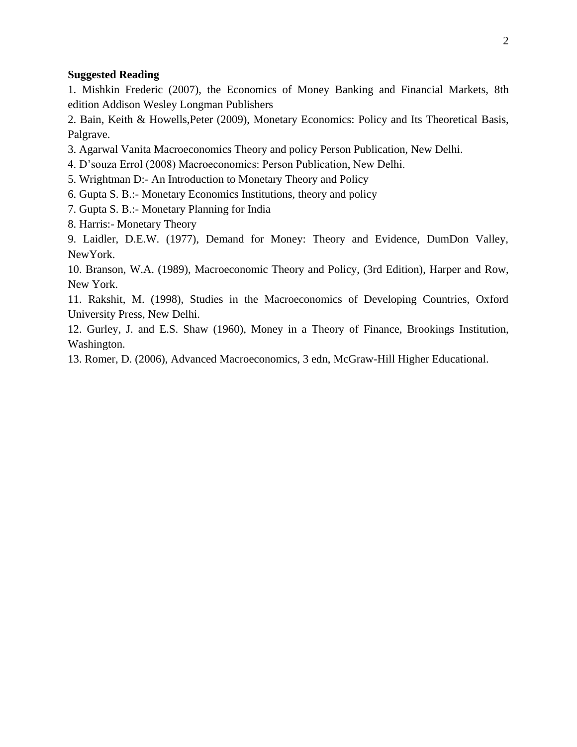**Suggested Reading**

1. Mishkin Frederic (2007), the Economics of Money Banking and Financial Markets, 8th edition Addison Wesley Longman Publishers
2. Bain, Keith & Howells,Peter (2009), Monetary Economics: Policy and Its Theoretical Basis, Palgrave.
3. Agarwal Vanita Macroeconomics Theory and policy Person Publication, New Delhi.
4. D'souza Errol (2008) Macroeconomics: Person Publication, New Delhi.
5. Wrightman D:- An Introduction to Monetary Theory and Policy
6. Gupta S. B.:- Monetary Economics Institutions, theory and policy
7. Gupta S. B.:- Monetary Planning for India
8. Harris:- Monetary Theory
9. Laidler, D.E.W. (1977), Demand for Money: Theory and Evidence, DumDon Valley, NewYork.
10. Branson, W.A. (1989), Macroeconomic Theory and Policy, (3rd Edition), Harper and Row, New York.
11. Rakshit, M. (1998), Studies in the Macroeconomics of Developing Countries, Oxford University Press, New Delhi.
12. Gurley, J. and E.S. Shaw (1960), Money in a Theory of Finance, Brookings Institution, Washington.
13. Romer, D. (2006), Advanced Macroeconomics, 3 edn, McGraw-Hill Higher Educational.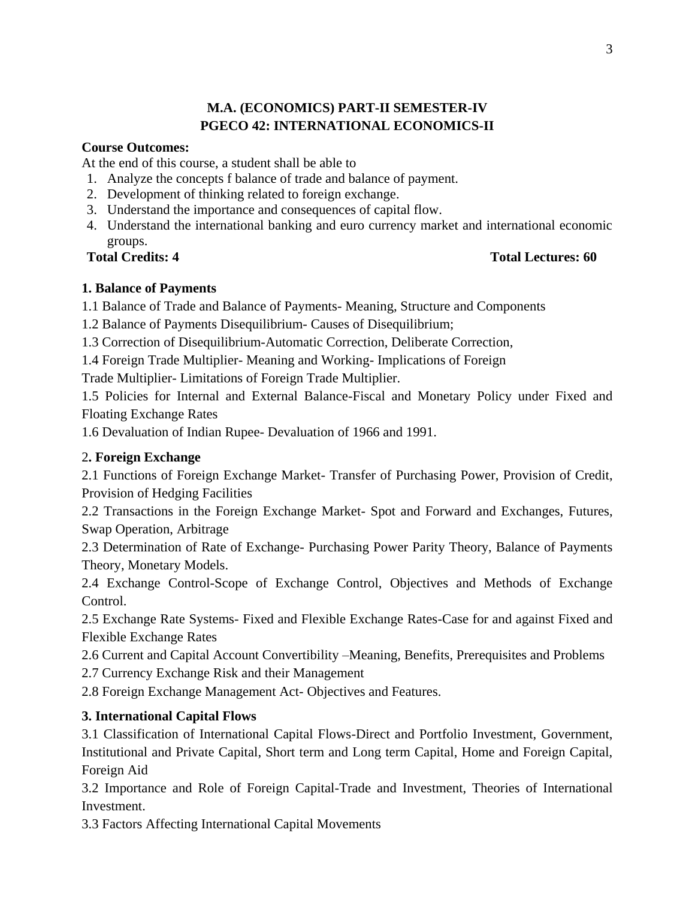## M.A. (ECONOMICS) PART-II SEMESTER-IV
## PGECO 42: INTERNATIONAL ECONOMICS-II

**Course Outcomes:**

At the end of this course, a student shall be able to

1. Analyze the concepts f balance of trade and balance of payment.
2. Development of thinking related to foreign exchange.
3. Understand the importance and consequences of capital flow.
4. Understand the international banking and euro currency market and international economic groups.

**Total Credits: 4** **Total Lectures: 60**

### 1. Balance of Payments

1.1 Balance of Trade and Balance of Payments- Meaning, Structure and Components

1.2 Balance of Payments Disequilibrium- Causes of Disequilibrium;

1.3 Correction of Disequilibrium-Automatic Correction, Deliberate Correction,

1.4 Foreign Trade Multiplier- Meaning and Working- Implications of Foreign Trade Multiplier- Limitations of Foreign Trade Multiplier.

1.5 Policies for Internal and External Balance-Fiscal and Monetary Policy under Fixed and Floating Exchange Rates

1.6 Devaluation of Indian Rupee- Devaluation of 1966 and 1991.

### 2. Foreign Exchange

2.1 Functions of Foreign Exchange Market- Transfer of Purchasing Power, Provision of Credit, Provision of Hedging Facilities

2.2 Transactions in the Foreign Exchange Market- Spot and Forward and Exchanges, Futures, Swap Operation, Arbitrage

2.3 Determination of Rate of Exchange- Purchasing Power Parity Theory, Balance of Payments Theory, Monetary Models.

2.4 Exchange Control-Scope of Exchange Control, Objectives and Methods of Exchange Control.

2.5 Exchange Rate Systems- Fixed and Flexible Exchange Rates-Case for and against Fixed and Flexible Exchange Rates

2.6 Current and Capital Account Convertibility –Meaning, Benefits, Prerequisites and Problems

2.7 Currency Exchange Risk and their Management

2.8 Foreign Exchange Management Act- Objectives and Features.

### 3. International Capital Flows

3.1 Classification of International Capital Flows-Direct and Portfolio Investment, Government, Institutional and Private Capital, Short term and Long term Capital, Home and Foreign Capital, Foreign Aid

3.2 Importance and Role of Foreign Capital-Trade and Investment, Theories of International Investment.

3.3 Factors Affecting International Capital Movements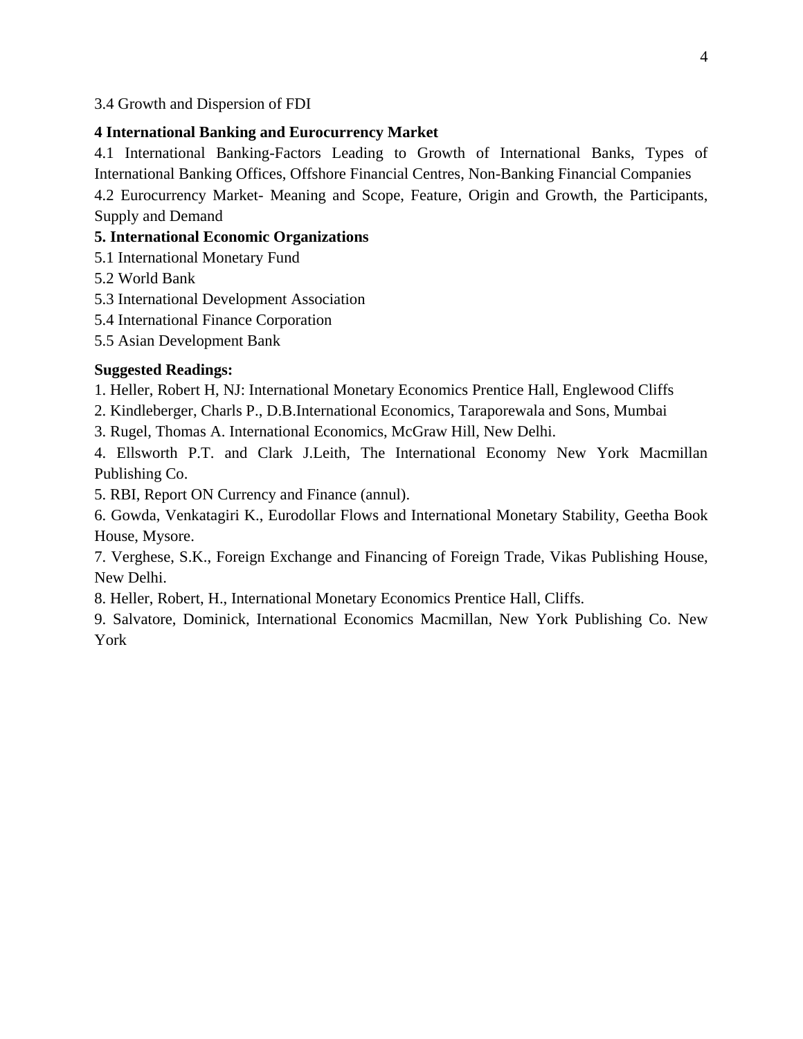3.4 Growth and Dispersion of FDI

**4 International Banking and Eurocurrency Market**

4.1 International Banking-Factors Leading to Growth of International Banks, Types of International Banking Offices, Offshore Financial Centres, Non-Banking Financial Companies

4.2 Eurocurrency Market- Meaning and Scope, Feature, Origin and Growth, the Participants, Supply and Demand

**5. International Economic Organizations**

5.1 International Monetary Fund

5.2 World Bank

5.3 International Development Association

5.4 International Finance Corporation

5.5 Asian Development Bank

**Suggested Readings:**

1. Heller, Robert H, NJ: International Monetary Economics Prentice Hall, Englewood Cliffs
2. Kindleberger, Charls P., D.B.International Economics, Taraporewala and Sons, Mumbai
3. Rugel, Thomas A. International Economics, McGraw Hill, New Delhi.
4. Ellsworth P.T. and Clark J.Leith, The International Economy New York Macmillan Publishing Co.
5. RBI, Report ON Currency and Finance (annul).
6. Gowda, Venkatagiri K., Eurodollar Flows and International Monetary Stability, Geetha Book House, Mysore.
7. Verghese, S.K., Foreign Exchange and Financing of Foreign Trade, Vikas Publishing House, New Delhi.
8. Heller, Robert, H., International Monetary Economics Prentice Hall, Cliffs.
9. Salvatore, Dominick, International Economics Macmillan, New York Publishing Co. New York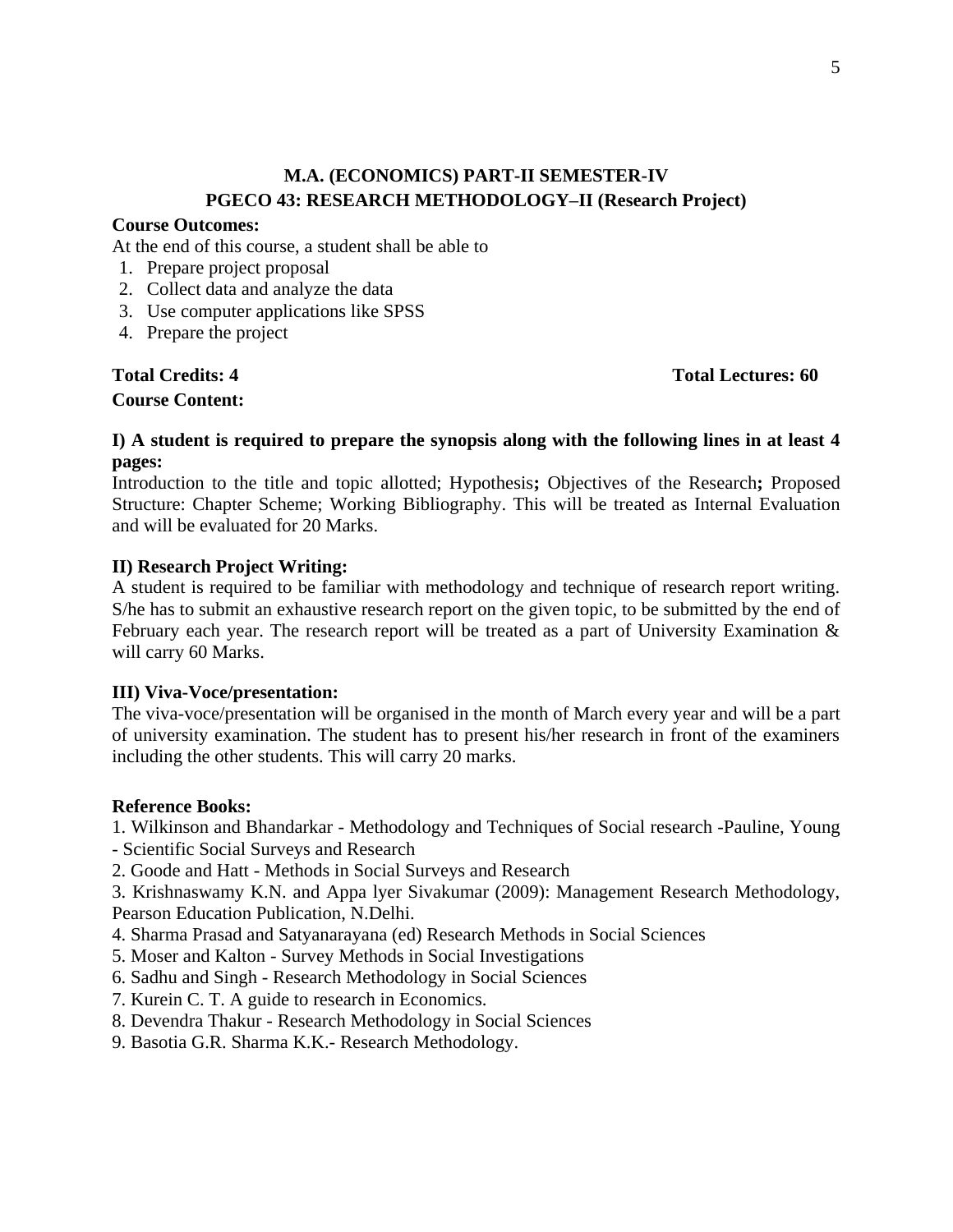## M.A. (ECONOMICS) PART-II SEMESTER-IV

## PGECO 43: RESEARCH METHODOLOGY–II (Research Project)

**Course Outcomes:**

At the end of this course, a student shall be able to

1. Prepare project proposal
2. Collect data and analyze the data
3. Use computer applications like SPSS
4. Prepare the project

**Total Credits: 4** **Total Lectures: 60**

**Course Content:**

**I) A student is required to prepare the synopsis along with the following lines in at least 4 pages:**

Introduction to the title and topic allotted; Hypothesis**;** Objectives of the Research**;** Proposed Structure: Chapter Scheme; Working Bibliography. This will be treated as Internal Evaluation and will be evaluated for 20 Marks.

**II) Research Project Writing:**

A student is required to be familiar with methodology and technique of research report writing. S/he has to submit an exhaustive research report on the given topic, to be submitted by the end of February each year. The research report will be treated as a part of University Examination & will carry 60 Marks.

**III) Viva-Voce/presentation:**

The viva-voce/presentation will be organised in the month of March every year and will be a part of university examination. The student has to present his/her research in front of the examiners including the other students. This will carry 20 marks.

**Reference Books:**

1. Wilkinson and Bhandarkar - Methodology and Techniques of Social research -Pauline, Young - Scientific Social Surveys and Research
2. Goode and Hatt - Methods in Social Surveys and Research
3. Krishnaswamy K.N. and Appa lyer Sivakumar (2009): Management Research Methodology, Pearson Education Publication, N.Delhi.
4. Sharma Prasad and Satyanarayana (ed) Research Methods in Social Sciences
5. Moser and Kalton - Survey Methods in Social Investigations
6. Sadhu and Singh - Research Methodology in Social Sciences
7. Kurein C. T. A guide to research in Economics.
8. Devendra Thakur - Research Methodology in Social Sciences
9. Basotia G.R. Sharma K.K.- Research Methodology.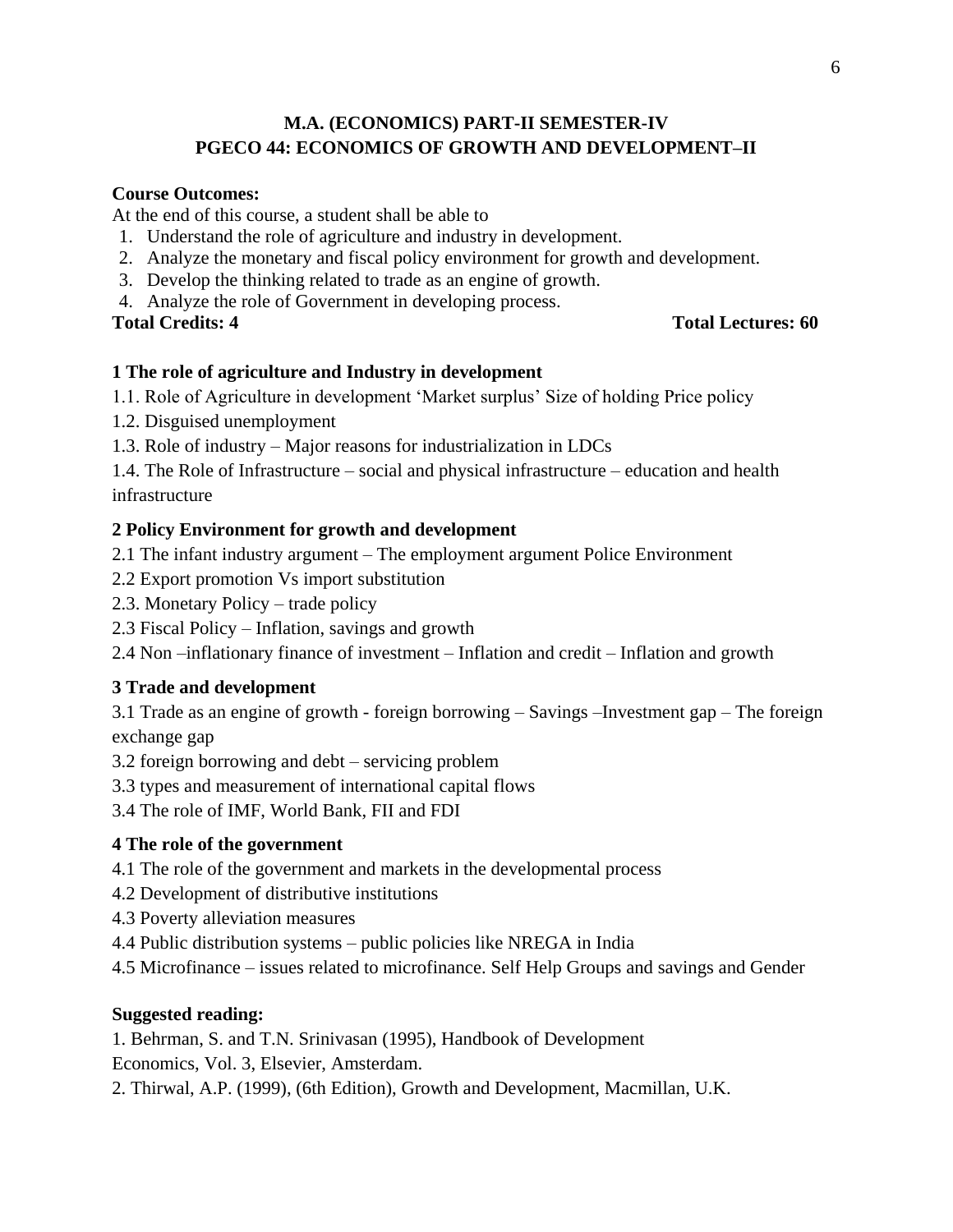# M.A. (ECONOMICS) PART-II SEMESTER-IV
# PGECO 44: ECONOMICS OF GROWTH AND DEVELOPMENT–II

**Course Outcomes:**

At the end of this course, a student shall be able to

1. Understand the role of agriculture and industry in development.
2. Analyze the monetary and fiscal policy environment for growth and development.
3. Develop the thinking related to trade as an engine of growth.
4. Analyze the role of Government in developing process.

**Total Credits: 4** **Total Lectures: 60**

### 1 The role of agriculture and Industry in development

1.1. Role of Agriculture in development 'Market surplus' Size of holding Price policy

1.2. Disguised unemployment

1.3. Role of industry – Major reasons for industrialization in LDCs

1.4. The Role of Infrastructure – social and physical infrastructure – education and health infrastructure

### 2 Policy Environment for growth and development

2.1 The infant industry argument – The employment argument Police Environment

2.2 Export promotion Vs import substitution

2.3. Monetary Policy – trade policy

2.3 Fiscal Policy – Inflation, savings and growth

2.4 Non –inflationary finance of investment – Inflation and credit – Inflation and growth

### 3 Trade and development

3.1 Trade as an engine of growth - foreign borrowing – Savings –Investment gap – The foreign exchange gap

3.2 foreign borrowing and debt – servicing problem

3.3 types and measurement of international capital flows

3.4 The role of IMF, World Bank, FII and FDI

### 4 The role of the government

4.1 The role of the government and markets in the developmental process

4.2 Development of distributive institutions

4.3 Poverty alleviation measures

4.4 Public distribution systems – public policies like NREGA in India

4.5 Microfinance – issues related to microfinance. Self Help Groups and savings and Gender

**Suggested reading:**

1. Behrman, S. and T.N. Srinivasan (1995), Handbook of Development Economics, Vol. 3, Elsevier, Amsterdam.
2. Thirwal, A.P. (1999), (6th Edition), Growth and Development, Macmillan, U.K.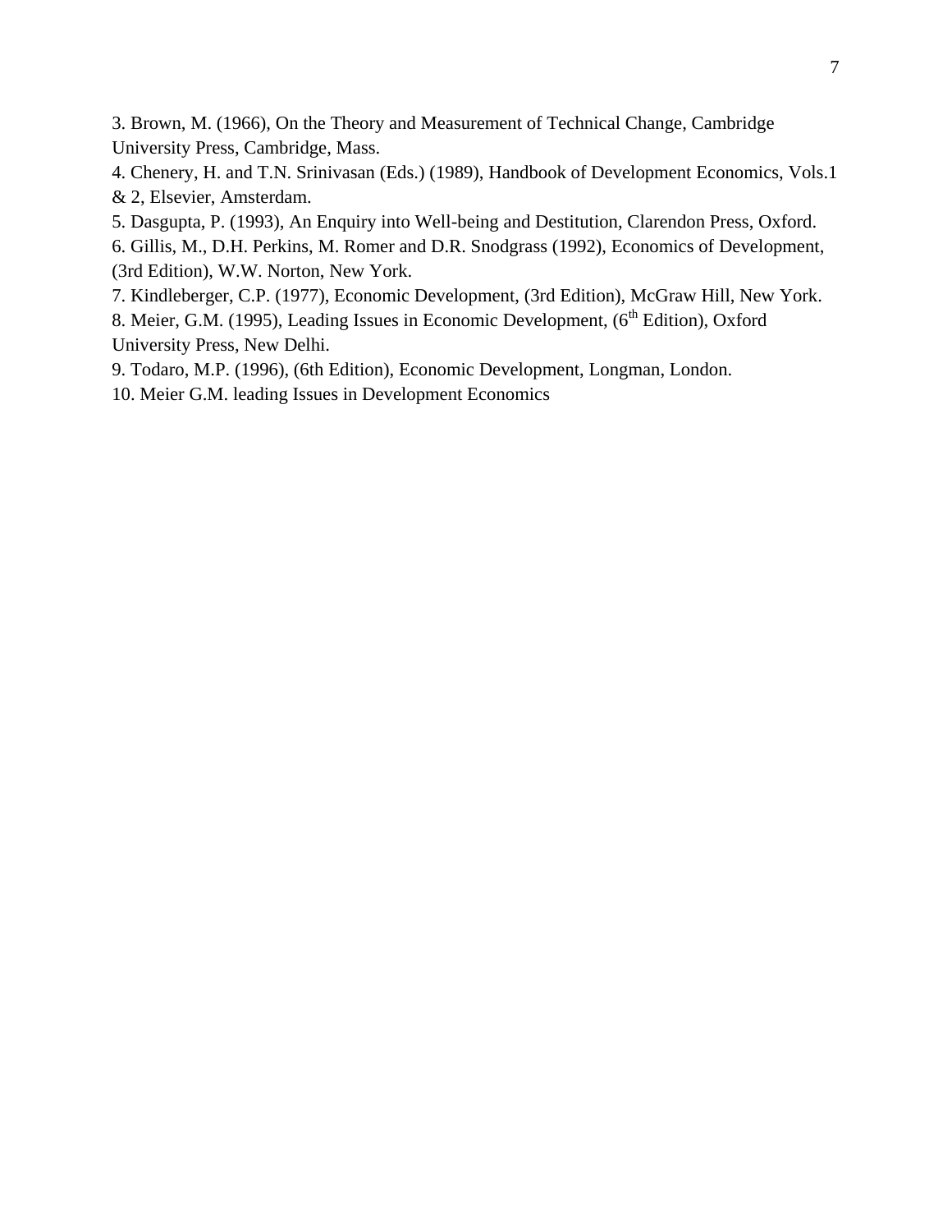3. Brown, M. (1966), On the Theory and Measurement of Technical Change, Cambridge University Press, Cambridge, Mass.

4. Chenery, H. and T.N. Srinivasan (Eds.) (1989), Handbook of Development Economics, Vols.1 & 2, Elsevier, Amsterdam.

5. Dasgupta, P. (1993), An Enquiry into Well-being and Destitution, Clarendon Press, Oxford.

6. Gillis, M., D.H. Perkins, M. Romer and D.R. Snodgrass (1992), Economics of Development, (3rd Edition), W.W. Norton, New York.

7. Kindleberger, C.P. (1977), Economic Development, (3rd Edition), McGraw Hill, New York.

8. Meier, G.M. (1995), Leading Issues in Economic Development, (6th Edition), Oxford University Press, New Delhi.

9. Todaro, M.P. (1996), (6th Edition), Economic Development, Longman, London.

10. Meier G.M. leading Issues in Development Economics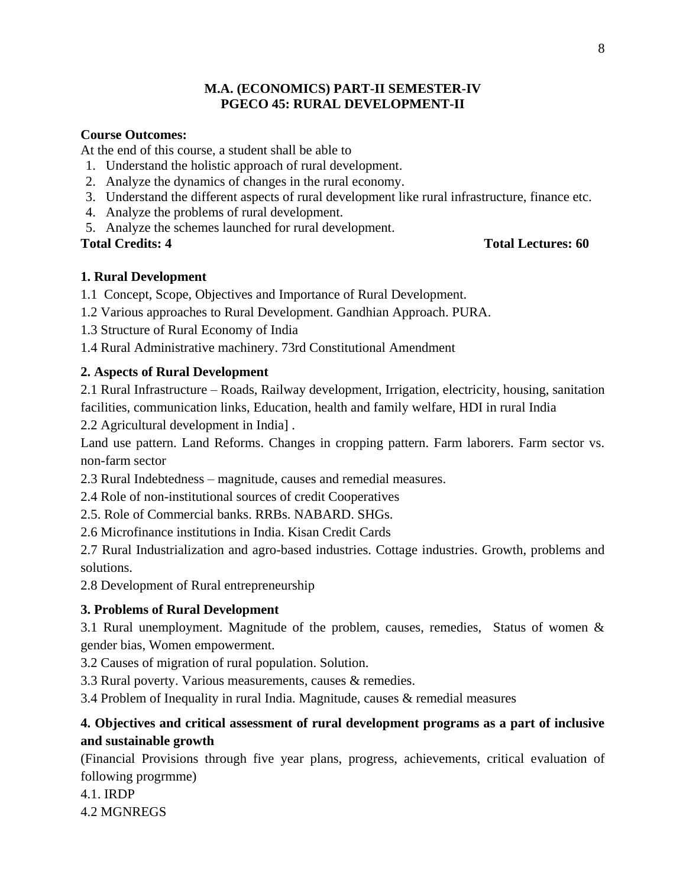**M.A. (ECONOMICS) PART-II SEMESTER-IV**
**PGECO 45: RURAL DEVELOPMENT-II**

**Course Outcomes:**

At the end of this course, a student shall be able to

1. Understand the holistic approach of rural development.
2. Analyze the dynamics of changes in the rural economy.
3. Understand the different aspects of rural development like rural infrastructure, finance etc.
4. Analyze the problems of rural development.
5. Analyze the schemes launched for rural development.

**Total Credits: 4** **Total Lectures: 60**

**1. Rural Development**

1.1 Concept, Scope, Objectives and Importance of Rural Development.

1.2 Various approaches to Rural Development. Gandhian Approach. PURA.

1.3 Structure of Rural Economy of India

1.4 Rural Administrative machinery. 73rd Constitutional Amendment

**2. Aspects of Rural Development**

2.1 Rural Infrastructure – Roads, Railway development, Irrigation, electricity, housing, sanitation facilities, communication links, Education, health and family welfare, HDI in rural India

2.2 Agricultural development in India] .

Land use pattern. Land Reforms. Changes in cropping pattern. Farm laborers. Farm sector vs. non-farm sector

2.3 Rural Indebtedness – magnitude, causes and remedial measures.

2.4 Role of non-institutional sources of credit Cooperatives

2.5. Role of Commercial banks. RRBs. NABARD. SHGs.

2.6 Microfinance institutions in India. Kisan Credit Cards

2.7 Rural Industrialization and agro-based industries. Cottage industries. Growth, problems and solutions.

2.8 Development of Rural entrepreneurship

**3. Problems of Rural Development**

3.1 Rural unemployment. Magnitude of the problem, causes, remedies, Status of women & gender bias, Women empowerment.

3.2 Causes of migration of rural population. Solution.

3.3 Rural poverty. Various measurements, causes & remedies.

3.4 Problem of Inequality in rural India. Magnitude, causes & remedial measures

**4. Objectives and critical assessment of rural development programs as a part of inclusive and sustainable growth**

(Financial Provisions through five year plans, progress, achievements, critical evaluation of following progrmme)

4.1. IRDP

4.2 MGNREGS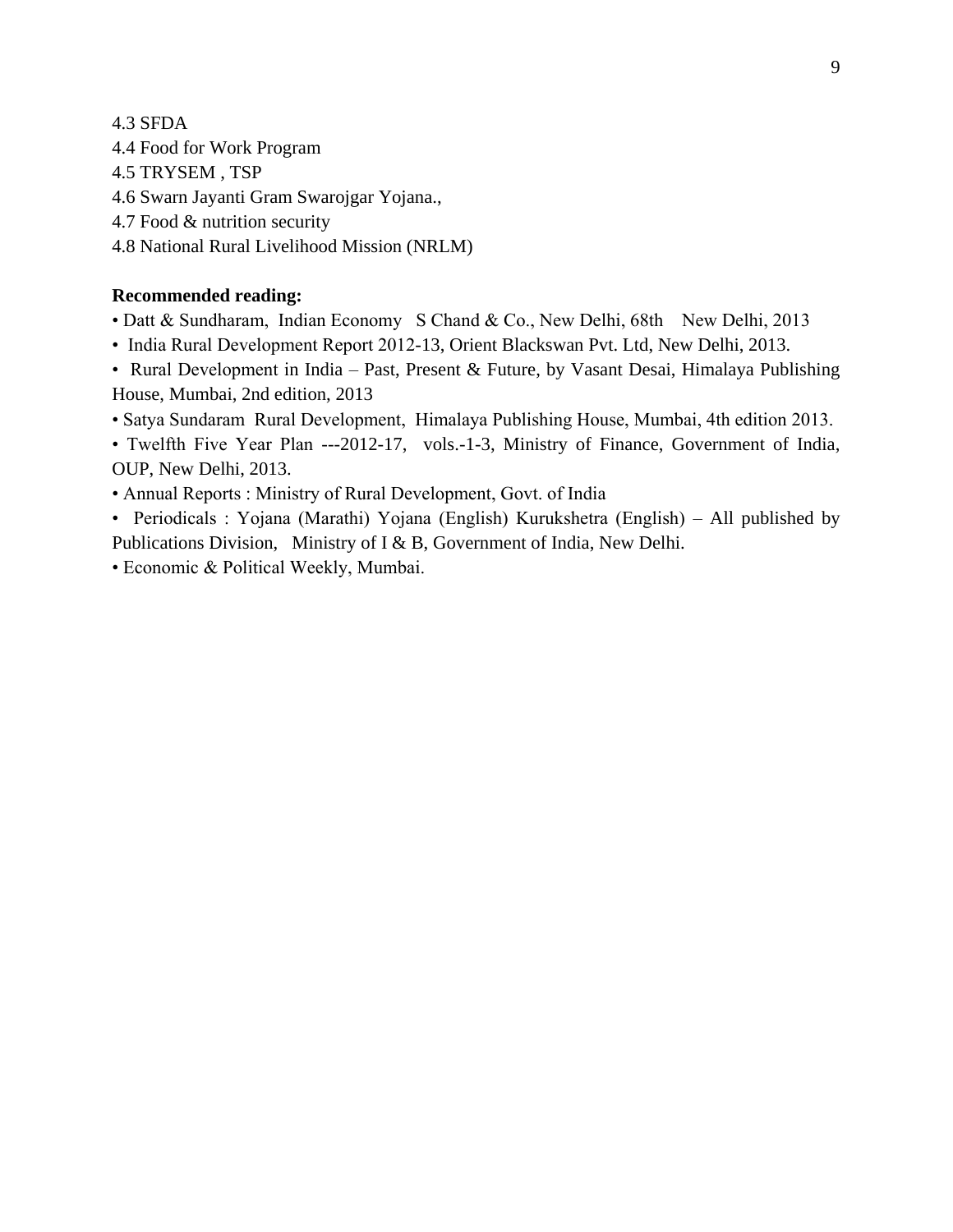4.3 SFDA

4.4 Food for Work Program

4.5 TRYSEM , TSP

4.6 Swarn Jayanti Gram Swarojgar Yojana.,

4.7 Food & nutrition security

4.8 National Rural Livelihood Mission (NRLM)

**Recommended reading:**

- Datt & Sundharam, Indian Economy S Chand & Co., New Delhi, 68th New Delhi, 2013
- India Rural Development Report 2012-13, Orient Blackswan Pvt. Ltd, New Delhi, 2013.
- Rural Development in India – Past, Present & Future, by Vasant Desai, Himalaya Publishing House, Mumbai, 2nd edition, 2013
- Satya Sundaram Rural Development, Himalaya Publishing House, Mumbai, 4th edition 2013.
- Twelfth Five Year Plan ---2012-17, vols.-1-3, Ministry of Finance, Government of India, OUP, New Delhi, 2013.
- Annual Reports : Ministry of Rural Development, Govt. of India
- Periodicals : Yojana (Marathi) Yojana (English) Kurukshetra (English) – All published by Publications Division, Ministry of I & B, Government of India, New Delhi.
- Economic & Political Weekly, Mumbai.